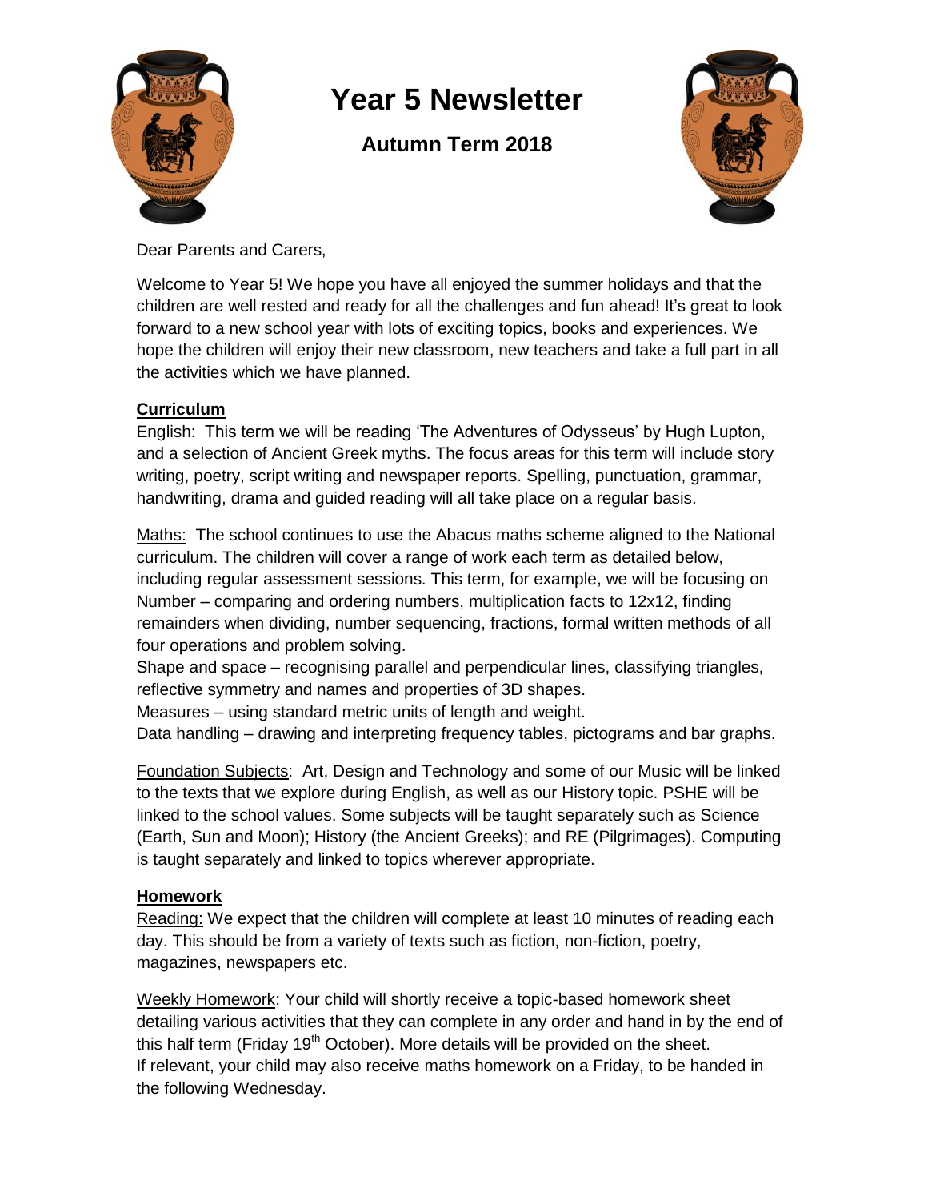# Year 5 Newsletter

## Autumn Term 2018

Dear Parents and Carers,

Welcome to Year 5! We hope you have all enjoyed the summer holidays and that the children are well rested and ready for all the challenges and fun ahead! It's great to look forward to a new school year with lots of exciting topics, books and experiences. We hope the children will enjoy their new classroom, new teachers and take a full part in all the activities which we have planned.

### Curriculum

English: This term we will be reading 'The Adventures of Odysseus' by Hugh Lupton, and a selection of Ancient Greek myths. The focus areas for this term will include story writing, poetry, script writing and newspaper reports. Spelling, punctuation, grammar, handwriting, drama and guided reading will all take place on a regular basis.

Maths: The school continues to use the Abacus maths scheme aligned to the National curriculum. The children will cover a range of work each term as detailed below, including regular assessment sessions. This term, for example, we will be focusing on Number – comparing and ordering numbers, multiplication facts to 12x12, finding remainders when dividing, number sequencing, fractions, formal written methods of all four operations and problem solving.
Shape and space – recognising parallel and perpendicular lines, classifying triangles, reflective symmetry and names and properties of 3D shapes.
Measures – using standard metric units of length and weight.
Data handling – drawing and interpreting frequency tables, pictograms and bar graphs.

Foundation Subjects: Art, Design and Technology and some of our Music will be linked to the texts that we explore during English, as well as our History topic. PSHE will be linked to the school values. Some subjects will be taught separately such as Science (Earth, Sun and Moon); History (the Ancient Greeks); and RE (Pilgrimages). Computing is taught separately and linked to topics wherever appropriate.

### Homework

Reading: We expect that the children will complete at least 10 minutes of reading each day. This should be from a variety of texts such as fiction, non-fiction, poetry, magazines, newspapers etc.

Weekly Homework: Your child will shortly receive a topic-based homework sheet detailing various activities that they can complete in any order and hand in by the end of this half term (Friday 19th October). More details will be provided on the sheet.
If relevant, your child may also receive maths homework on a Friday, to be handed in the following Wednesday.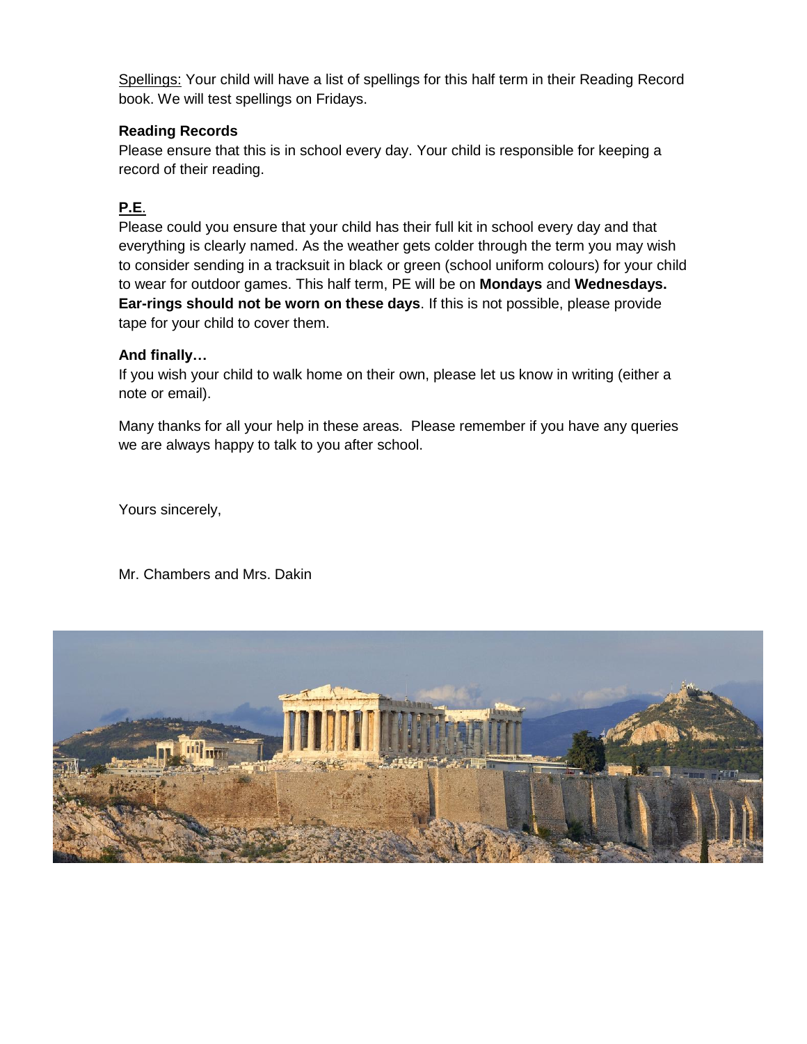<u>Spellings:</u> Your child will have a list of spellings for this half term in their Reading Record book. We will test spellings on Fridays.

**Reading Records**

Please ensure that this is in school every day. Your child is responsible for keeping a record of their reading.

**<u>P.E</u>**.

Please could you ensure that your child has their full kit in school every day and that everything is clearly named. As the weather gets colder through the term you may wish to consider sending in a tracksuit in black or green (school uniform colours) for your child to wear for outdoor games. This half term, PE will be on **Mondays** and **Wednesdays. Ear-rings should not be worn on these days**. If this is not possible, please provide tape for your child to cover them.

**And finally…**

If you wish your child to walk home on their own, please let us know in writing (either a note or email).

Many thanks for all your help in these areas. Please remember if you have any queries we are always happy to talk to you after school.

Yours sincerely,

Mr. Chambers and Mrs. Dakin